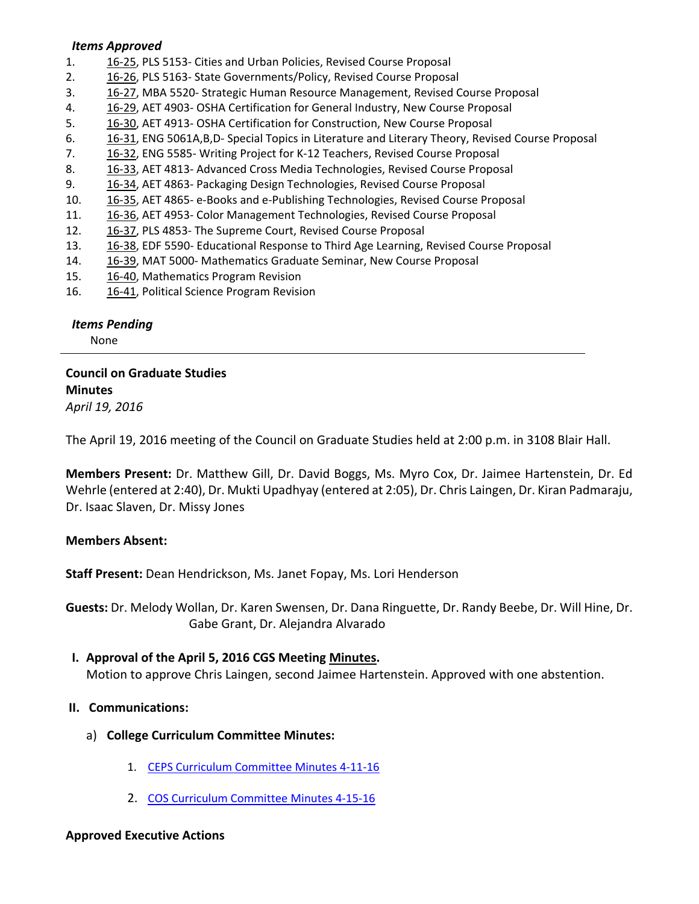***Items Approved***

1. 16-25, PLS 5153- Cities and Urban Policies, Revised Course Proposal
2. 16-26, PLS 5163- State Governments/Policy, Revised Course Proposal
3. 16-27, MBA 5520- Strategic Human Resource Management, Revised Course Proposal
4. 16-29, AET 4903- OSHA Certification for General Industry, New Course Proposal
5. 16-30, AET 4913- OSHA Certification for Construction, New Course Proposal
6. 16-31, ENG 5061A,B,D- Special Topics in Literature and Literary Theory, Revised Course Proposal
7. 16-32, ENG 5585- Writing Project for K-12 Teachers, Revised Course Proposal
8. 16-33, AET 4813- Advanced Cross Media Technologies, Revised Course Proposal
9. 16-34, AET 4863- Packaging Design Technologies, Revised Course Proposal
10. 16-35, AET 4865- e-Books and e-Publishing Technologies, Revised Course Proposal
11. 16-36, AET 4953- Color Management Technologies, Revised Course Proposal
12. 16-37, PLS 4853- The Supreme Court, Revised Course Proposal
13. 16-38, EDF 5590- Educational Response to Third Age Learning, Revised Course Proposal
14. 16-39, MAT 5000- Mathematics Graduate Seminar, New Course Proposal
15. 16-40, Mathematics Program Revision
16. 16-41, Political Science Program Revision

***Items Pending***

None

---

**Council on Graduate Studies**
**Minutes**
*April 19, 2016*

The April 19, 2016 meeting of the Council on Graduate Studies held at 2:00 p.m. in 3108 Blair Hall.

**Members Present:** Dr. Matthew Gill, Dr. David Boggs, Ms. Myro Cox, Dr. Jaimee Hartenstein, Dr. Ed Wehrle (entered at 2:40), Dr. Mukti Upadhyay (entered at 2:05), Dr. Chris Laingen, Dr. Kiran Padmaraju, Dr. Isaac Slaven, Dr. Missy Jones

**Members Absent:**

**Staff Present:** Dean Hendrickson, Ms. Janet Fopay, Ms. Lori Henderson

**Guests:** Dr. Melody Wollan, Dr. Karen Swensen, Dr. Dana Ringuette, Dr. Randy Beebe, Dr. Will Hine, Dr. Gabe Grant, Dr. Alejandra Alvarado

**I. Approval of the April 5, 2016 CGS Meeting Minutes.**
Motion to approve Chris Laingen, second Jaimee Hartenstein. Approved with one abstention.

**II. Communications:**

a) **College Curriculum Committee Minutes:**

1. CEPS Curriculum Committee Minutes 4-11-16
2. COS Curriculum Committee Minutes 4-15-16

**Approved Executive Actions**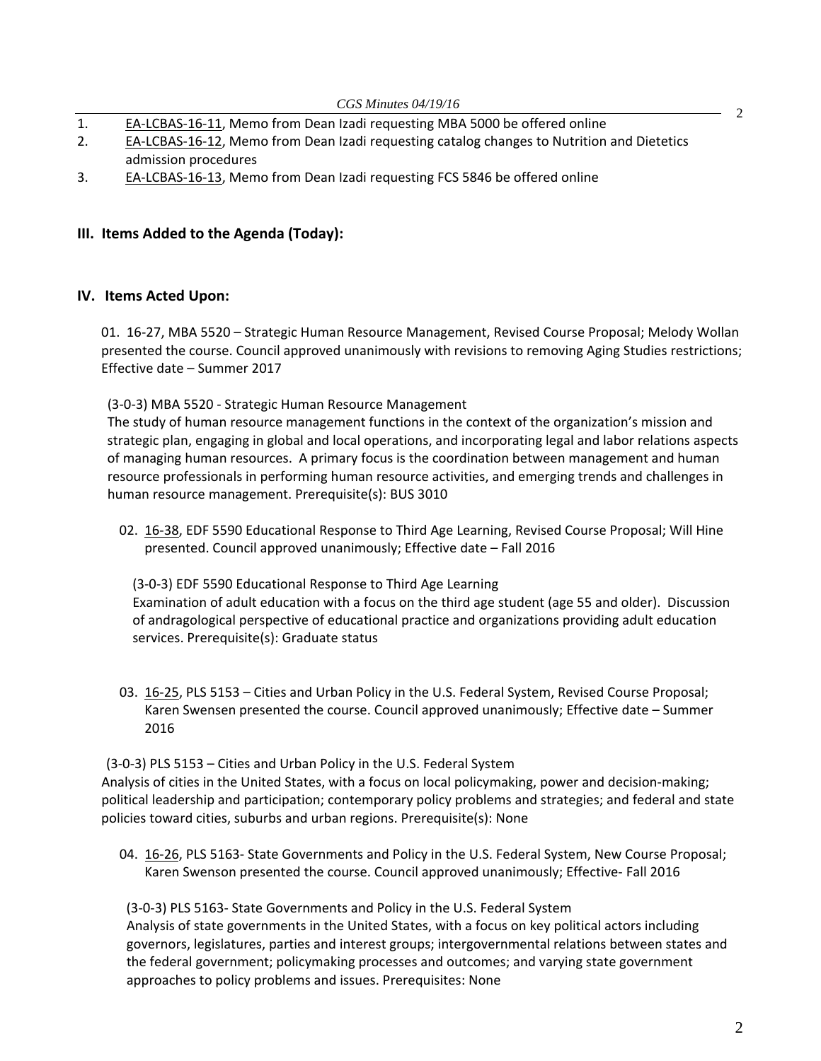1. EA-LCBAS-16-11, Memo from Dean Izadi requesting MBA 5000 be offered online
2. EA-LCBAS-16-12, Memo from Dean Izadi requesting catalog changes to Nutrition and Dietetics admission procedures
3. EA-LCBAS-16-13, Memo from Dean Izadi requesting FCS 5846 be offered online

## III. Items Added to the Agenda (Today):

## IV. Items Acted Upon:

01. 16-27, MBA 5520 – Strategic Human Resource Management, Revised Course Proposal; Melody Wollan presented the course. Council approved unanimously with revisions to removing Aging Studies restrictions; Effective date – Summer 2017

(3-0-3) MBA 5520 - Strategic Human Resource Management
The study of human resource management functions in the context of the organization's mission and strategic plan, engaging in global and local operations, and incorporating legal and labor relations aspects of managing human resources. A primary focus is the coordination between management and human resource professionals in performing human resource activities, and emerging trends and challenges in human resource management. Prerequisite(s): BUS 3010

02. 16-38, EDF 5590 Educational Response to Third Age Learning, Revised Course Proposal; Will Hine presented. Council approved unanimously; Effective date – Fall 2016

(3-0-3) EDF 5590 Educational Response to Third Age Learning
Examination of adult education with a focus on the third age student (age 55 and older). Discussion of andragological perspective of educational practice and organizations providing adult education services. Prerequisite(s): Graduate status

03. 16-25, PLS 5153 – Cities and Urban Policy in the U.S. Federal System, Revised Course Proposal; Karen Swensen presented the course. Council approved unanimously; Effective date – Summer 2016

(3-0-3) PLS 5153 – Cities and Urban Policy in the U.S. Federal System
Analysis of cities in the United States, with a focus on local policymaking, power and decision-making; political leadership and participation; contemporary policy problems and strategies; and federal and state policies toward cities, suburbs and urban regions. Prerequisite(s): None

04. 16-26, PLS 5163- State Governments and Policy in the U.S. Federal System, New Course Proposal; Karen Swenson presented the course. Council approved unanimously; Effective- Fall 2016

(3-0-3) PLS 5163- State Governments and Policy in the U.S. Federal System
Analysis of state governments in the United States, with a focus on key political actors including governors, legislatures, parties and interest groups; intergovernmental relations between states and the federal government; policymaking processes and outcomes; and varying state government approaches to policy problems and issues. Prerequisites: None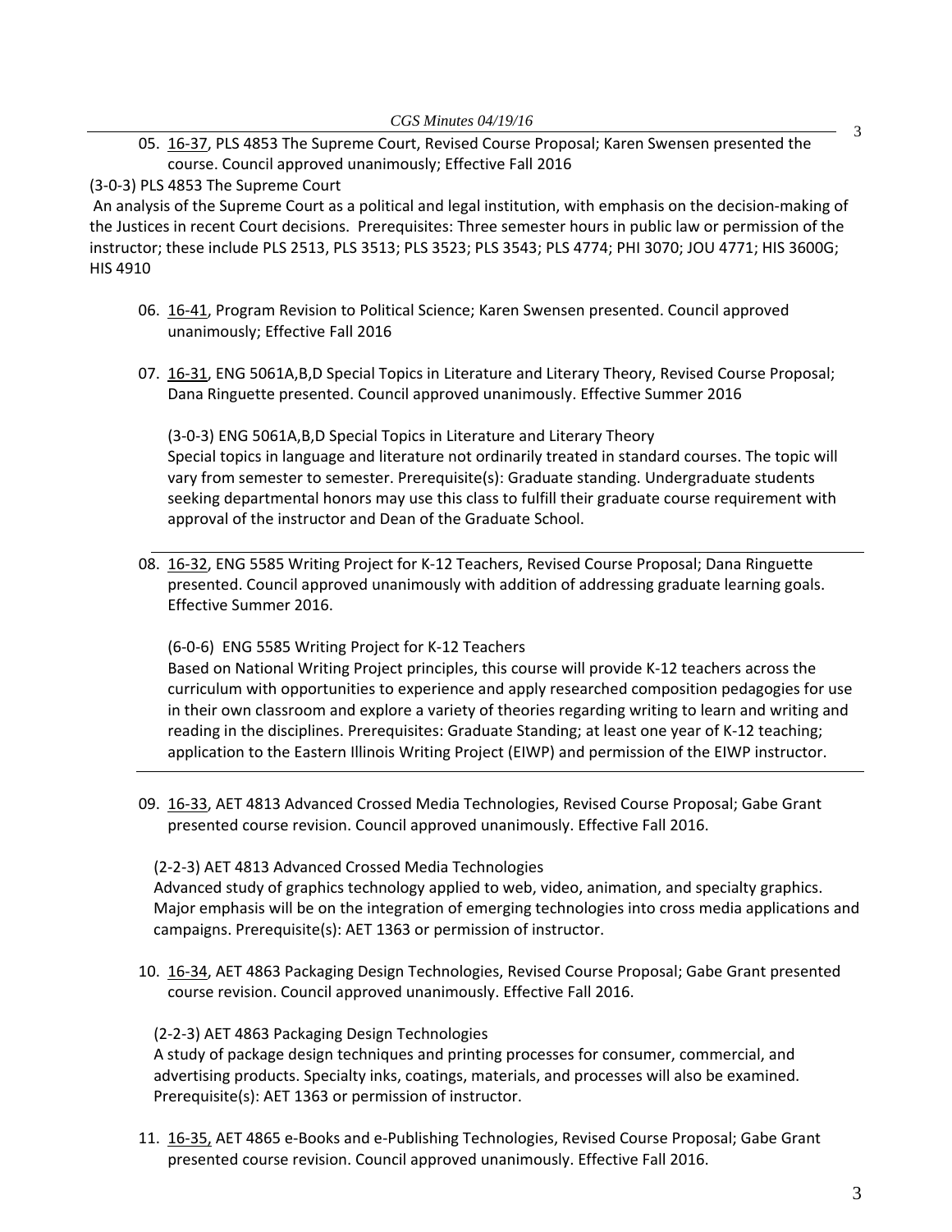05. 16-37, PLS 4853 The Supreme Court, Revised Course Proposal; Karen Swensen presented the course. Council approved unanimously; Effective Fall 2016

(3-0-3) PLS 4853 The Supreme Court

An analysis of the Supreme Court as a political and legal institution, with emphasis on the decision-making of the Justices in recent Court decisions. Prerequisites: Three semester hours in public law or permission of the instructor; these include PLS 2513, PLS 3513; PLS 3523; PLS 3543; PLS 4774; PHI 3070; JOU 4771; HIS 3600G; HIS 4910

06. 16-41, Program Revision to Political Science; Karen Swensen presented. Council approved unanimously; Effective Fall 2016

07. 16-31, ENG 5061A,B,D Special Topics in Literature and Literary Theory, Revised Course Proposal; Dana Ringuette presented. Council approved unanimously. Effective Summer 2016

    (3-0-3) ENG 5061A,B,D Special Topics in Literature and Literary Theory
    Special topics in language and literature not ordinarily treated in standard courses. The topic will vary from semester to semester. Prerequisite(s): Graduate standing. Undergraduate students seeking departmental honors may use this class to fulfill their graduate course requirement with approval of the instructor and Dean of the Graduate School.

---

08. 16-32, ENG 5585 Writing Project for K-12 Teachers, Revised Course Proposal; Dana Ringuette presented. Council approved unanimously with addition of addressing graduate learning goals. Effective Summer 2016.

    (6-0-6) ENG 5585 Writing Project for K-12 Teachers
    Based on National Writing Project principles, this course will provide K-12 teachers across the curriculum with opportunities to experience and apply researched composition pedagogies for use in their own classroom and explore a variety of theories regarding writing to learn and writing and reading in the disciplines. Prerequisites: Graduate Standing; at least one year of K-12 teaching; application to the Eastern Illinois Writing Project (EIWP) and permission of the EIWP instructor.

---

09. 16-33, AET 4813 Advanced Crossed Media Technologies, Revised Course Proposal; Gabe Grant presented course revision. Council approved unanimously. Effective Fall 2016.

    (2-2-3) AET 4813 Advanced Crossed Media Technologies
    Advanced study of graphics technology applied to web, video, animation, and specialty graphics. Major emphasis will be on the integration of emerging technologies into cross media applications and campaigns. Prerequisite(s): AET 1363 or permission of instructor.

10. 16-34, AET 4863 Packaging Design Technologies, Revised Course Proposal; Gabe Grant presented course revision. Council approved unanimously. Effective Fall 2016.

    (2-2-3) AET 4863 Packaging Design Technologies
    A study of package design techniques and printing processes for consumer, commercial, and advertising products. Specialty inks, coatings, materials, and processes will also be examined. Prerequisite(s): AET 1363 or permission of instructor.

11. 16-35, AET 4865 e-Books and e-Publishing Technologies, Revised Course Proposal; Gabe Grant presented course revision. Council approved unanimously. Effective Fall 2016.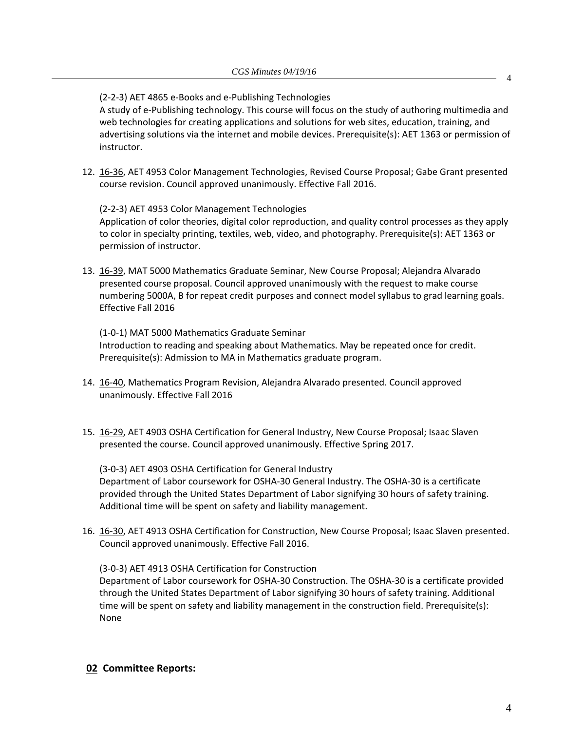(2-2-3) AET 4865 e-Books and e-Publishing Technologies
A study of e-Publishing technology. This course will focus on the study of authoring multimedia and web technologies for creating applications and solutions for web sites, education, training, and advertising solutions via the internet and mobile devices. Prerequisite(s): AET 1363 or permission of instructor.

12. 16-36, AET 4953 Color Management Technologies, Revised Course Proposal; Gabe Grant presented course revision. Council approved unanimously. Effective Fall 2016.

    (2-2-3) AET 4953 Color Management Technologies
    Application of color theories, digital color reproduction, and quality control processes as they apply to color in specialty printing, textiles, web, video, and photography. Prerequisite(s): AET 1363 or permission of instructor.

13. 16-39, MAT 5000 Mathematics Graduate Seminar, New Course Proposal; Alejandra Alvarado presented course proposal. Council approved unanimously with the request to make course numbering 5000A, B for repeat credit purposes and connect model syllabus to grad learning goals. Effective Fall 2016

    (1-0-1) MAT 5000 Mathematics Graduate Seminar
    Introduction to reading and speaking about Mathematics. May be repeated once for credit. Prerequisite(s): Admission to MA in Mathematics graduate program.

14. 16-40, Mathematics Program Revision, Alejandra Alvarado presented. Council approved unanimously. Effective Fall 2016

15. 16-29, AET 4903 OSHA Certification for General Industry, New Course Proposal; Isaac Slaven presented the course. Council approved unanimously. Effective Spring 2017.

    (3-0-3) AET 4903 OSHA Certification for General Industry
    Department of Labor coursework for OSHA-30 General Industry. The OSHA-30 is a certificate provided through the United States Department of Labor signifying 30 hours of safety training. Additional time will be spent on safety and liability management.

16. 16-30, AET 4913 OSHA Certification for Construction, New Course Proposal; Isaac Slaven presented. Council approved unanimously. Effective Fall 2016.

    (3-0-3) AET 4913 OSHA Certification for Construction
    Department of Labor coursework for OSHA-30 Construction. The OSHA-30 is a certificate provided through the United States Department of Labor signifying 30 hours of safety training. Additional time will be spent on safety and liability management in the construction field. Prerequisite(s): None

**02 Committee Reports:**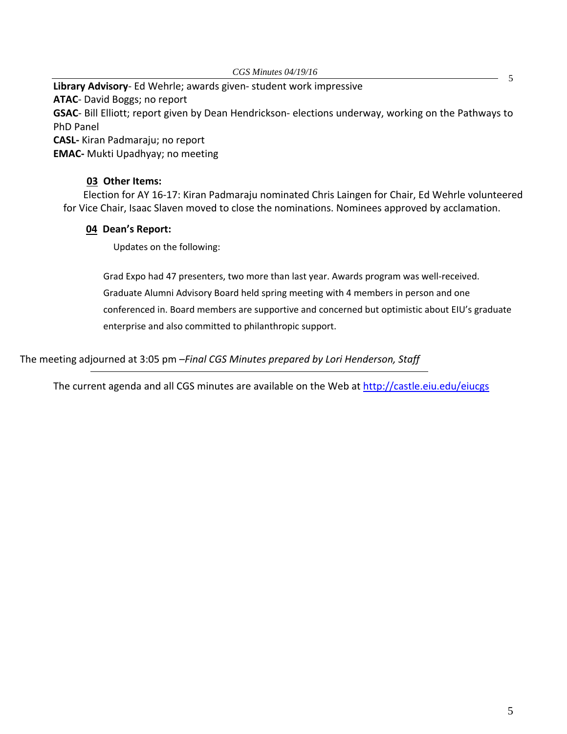**Library Advisory**- Ed Wehrle; awards given- student work impressive
**ATAC**- David Boggs; no report
**GSAC**- Bill Elliott; report given by Dean Hendrickson- elections underway, working on the Pathways to PhD Panel
**CASL-** Kiran Padmaraju; no report
**EMAC-** Mukti Upadhyay; no meeting

**03 Other Items:**

Election for AY 16-17: Kiran Padmaraju nominated Chris Laingen for Chair, Ed Wehrle volunteered for Vice Chair, Isaac Slaven moved to close the nominations. Nominees approved by acclamation.

**04 Dean's Report:**

Updates on the following:

Grad Expo had 47 presenters, two more than last year. Awards program was well-received. Graduate Alumni Advisory Board held spring meeting with 4 members in person and one conferenced in. Board members are supportive and concerned but optimistic about EIU's graduate enterprise and also committed to philanthropic support.

The meeting adjourned at 3:05 pm –*Final CGS Minutes prepared by Lori Henderson, Staff*

The current agenda and all CGS minutes are available on the Web at http://castle.eiu.edu/eiucgs